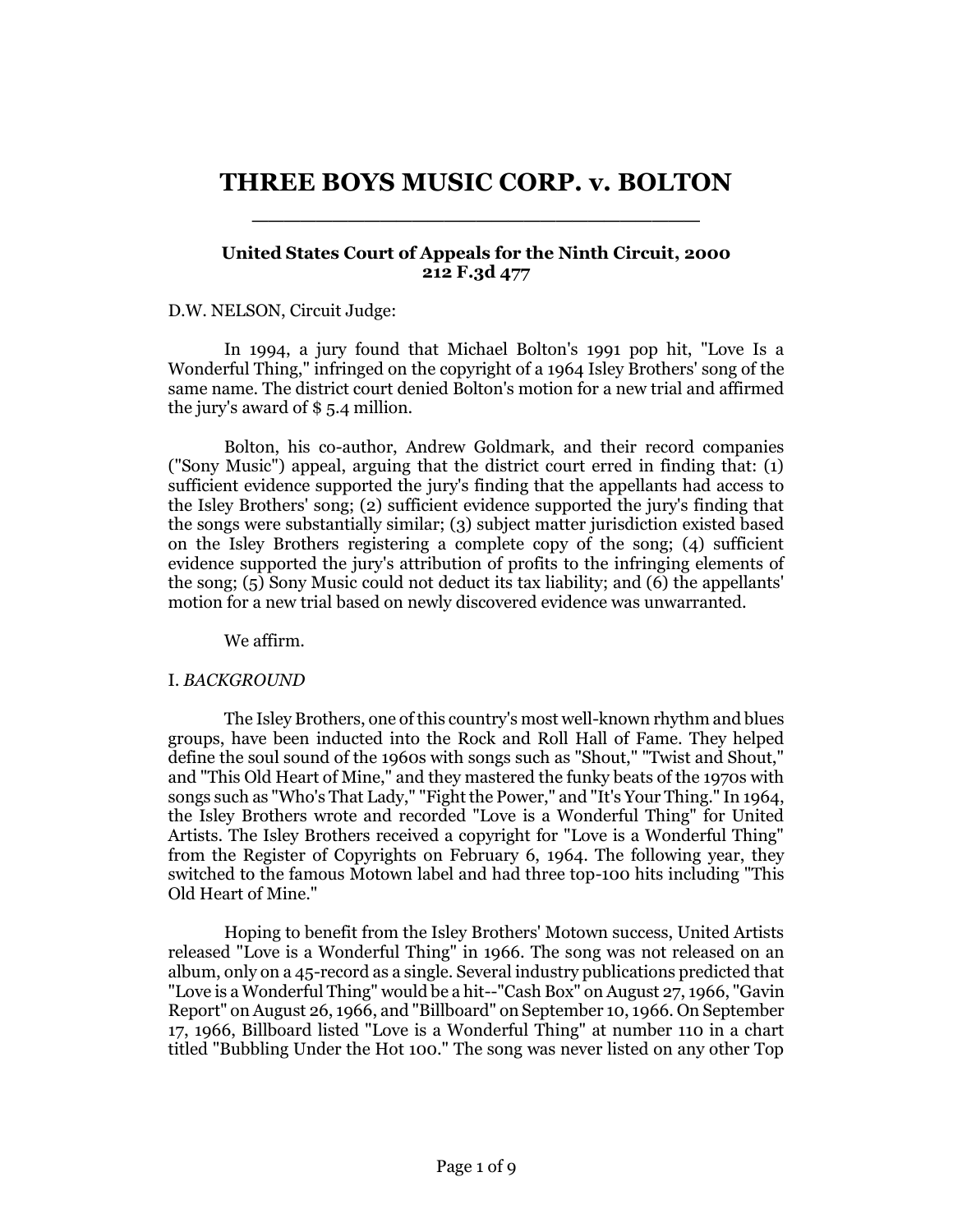# THREE BOYS MUSIC CORP. v. BOLTON

**United States Court of Appeals for the Ninth Circuit, 2000**
**212 F.3d 477**

D.W. NELSON, Circuit Judge:

In 1994, a jury found that Michael Bolton's 1991 pop hit, "Love Is a Wonderful Thing," infringed on the copyright of a 1964 Isley Brothers' song of the same name. The district court denied Bolton's motion for a new trial and affirmed the jury's award of $ 5.4 million.

Bolton, his co-author, Andrew Goldmark, and their record companies ("Sony Music") appeal, arguing that the district court erred in finding that: (1) sufficient evidence supported the jury's finding that the appellants had access to the Isley Brothers' song; (2) sufficient evidence supported the jury's finding that the songs were substantially similar; (3) subject matter jurisdiction existed based on the Isley Brothers registering a complete copy of the song; (4) sufficient evidence supported the jury's attribution of profits to the infringing elements of the song; (5) Sony Music could not deduct its tax liability; and (6) the appellants' motion for a new trial based on newly discovered evidence was unwarranted.

We affirm.

I. *BACKGROUND*

The Isley Brothers, one of this country's most well-known rhythm and blues groups, have been inducted into the Rock and Roll Hall of Fame. They helped define the soul sound of the 1960s with songs such as "Shout," "Twist and Shout," and "This Old Heart of Mine," and they mastered the funky beats of the 1970s with songs such as "Who's That Lady," "Fight the Power," and "It's Your Thing." In 1964, the Isley Brothers wrote and recorded "Love is a Wonderful Thing" for United Artists. The Isley Brothers received a copyright for "Love is a Wonderful Thing" from the Register of Copyrights on February 6, 1964. The following year, they switched to the famous Motown label and had three top-100 hits including "This Old Heart of Mine."

Hoping to benefit from the Isley Brothers' Motown success, United Artists released "Love is a Wonderful Thing" in 1966. The song was not released on an album, only on a 45-record as a single. Several industry publications predicted that "Love is a Wonderful Thing" would be a hit--"Cash Box" on August 27, 1966, "Gavin Report" on August 26, 1966, and "Billboard" on September 10, 1966. On September 17, 1966, Billboard listed "Love is a Wonderful Thing" at number 110 in a chart titled "Bubbling Under the Hot 100." The song was never listed on any other Top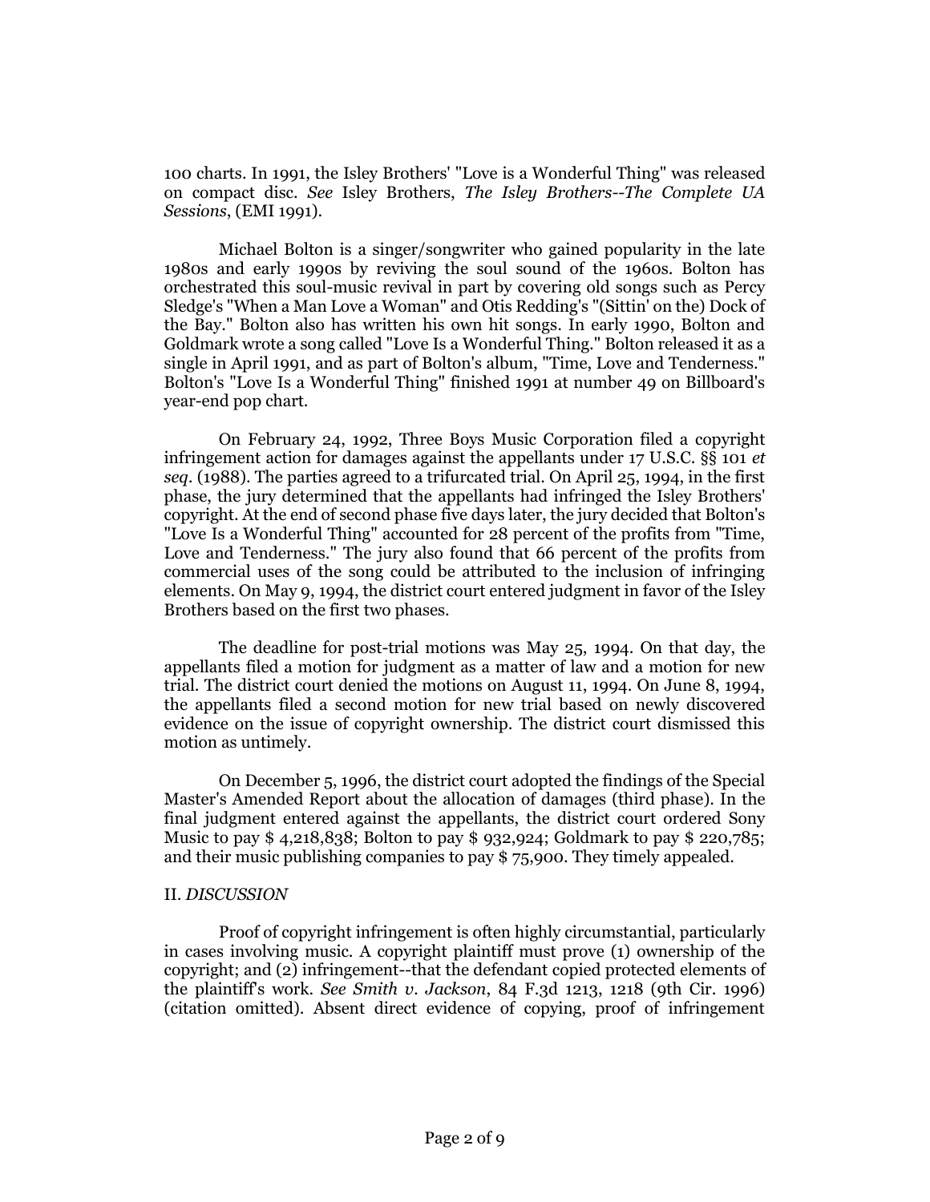100 charts. In 1991, the Isley Brothers' "Love is a Wonderful Thing" was released on compact disc. *See* Isley Brothers, *The Isley Brothers--The Complete UA Sessions*, (EMI 1991).

Michael Bolton is a singer/songwriter who gained popularity in the late 1980s and early 1990s by reviving the soul sound of the 1960s. Bolton has orchestrated this soul-music revival in part by covering old songs such as Percy Sledge's "When a Man Love a Woman" and Otis Redding's "(Sittin' on the) Dock of the Bay." Bolton also has written his own hit songs. In early 1990, Bolton and Goldmark wrote a song called "Love Is a Wonderful Thing." Bolton released it as a single in April 1991, and as part of Bolton's album, "Time, Love and Tenderness." Bolton's "Love Is a Wonderful Thing" finished 1991 at number 49 on Billboard's year-end pop chart.

On February 24, 1992, Three Boys Music Corporation filed a copyright infringement action for damages against the appellants under 17 U.S.C. §§ 101 *et seq*. (1988). The parties agreed to a trifurcated trial. On April 25, 1994, in the first phase, the jury determined that the appellants had infringed the Isley Brothers' copyright. At the end of second phase five days later, the jury decided that Bolton's "Love Is a Wonderful Thing" accounted for 28 percent of the profits from "Time, Love and Tenderness." The jury also found that 66 percent of the profits from commercial uses of the song could be attributed to the inclusion of infringing elements. On May 9, 1994, the district court entered judgment in favor of the Isley Brothers based on the first two phases.

The deadline for post-trial motions was May 25, 1994. On that day, the appellants filed a motion for judgment as a matter of law and a motion for new trial. The district court denied the motions on August 11, 1994. On June 8, 1994, the appellants filed a second motion for new trial based on newly discovered evidence on the issue of copyright ownership. The district court dismissed this motion as untimely.

On December 5, 1996, the district court adopted the findings of the Special Master's Amended Report about the allocation of damages (third phase). In the final judgment entered against the appellants, the district court ordered Sony Music to pay $ 4,218,838; Bolton to pay $ 932,924; Goldmark to pay $ 220,785; and their music publishing companies to pay $ 75,900. They timely appealed.

## II. *DISCUSSION*

Proof of copyright infringement is often highly circumstantial, particularly in cases involving music. A copyright plaintiff must prove (1) ownership of the copyright; and (2) infringement--that the defendant copied protected elements of the plaintiff's work. *See Smith v. Jackson*, 84 F.3d 1213, 1218 (9th Cir. 1996) (citation omitted). Absent direct evidence of copying, proof of infringement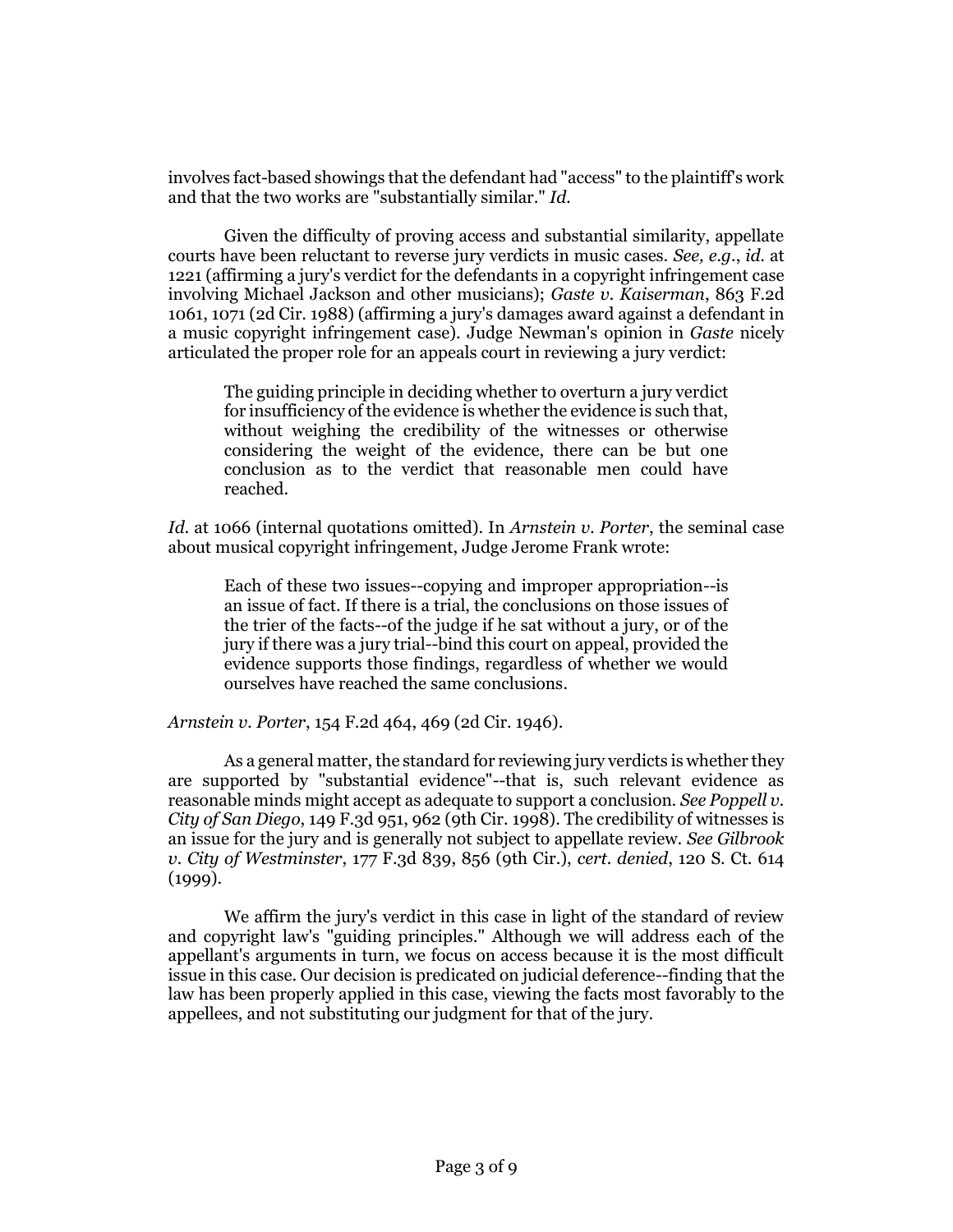involves fact-based showings that the defendant had "access" to the plaintiff's work and that the two works are "substantially similar." *Id.*

Given the difficulty of proving access and substantial similarity, appellate courts have been reluctant to reverse jury verdicts in music cases. *See, e.g.*, *id.* at 1221 (affirming a jury's verdict for the defendants in a copyright infringement case involving Michael Jackson and other musicians); *Gaste v. Kaiserman*, 863 F.2d 1061, 1071 (2d Cir. 1988) (affirming a jury's damages award against a defendant in a music copyright infringement case). Judge Newman's opinion in *Gaste* nicely articulated the proper role for an appeals court in reviewing a jury verdict:

> The guiding principle in deciding whether to overturn a jury verdict for insufficiency of the evidence is whether the evidence is such that, without weighing the credibility of the witnesses or otherwise considering the weight of the evidence, there can be but one conclusion as to the verdict that reasonable men could have reached.

*Id.* at 1066 (internal quotations omitted). In *Arnstein v. Porter*, the seminal case about musical copyright infringement, Judge Jerome Frank wrote:

> Each of these two issues--copying and improper appropriation--is an issue of fact. If there is a trial, the conclusions on those issues of the trier of the facts--of the judge if he sat without a jury, or of the jury if there was a jury trial--bind this court on appeal, provided the evidence supports those findings, regardless of whether we would ourselves have reached the same conclusions.

*Arnstein v. Porter*, 154 F.2d 464, 469 (2d Cir. 1946).

As a general matter, the standard for reviewing jury verdicts is whether they are supported by "substantial evidence"--that is, such relevant evidence as reasonable minds might accept as adequate to support a conclusion. *See Poppell v. City of San Diego*, 149 F.3d 951, 962 (9th Cir. 1998). The credibility of witnesses is an issue for the jury and is generally not subject to appellate review. *See Gilbrook v. City of Westminster*, 177 F.3d 839, 856 (9th Cir.), *cert. denied*, 120 S. Ct. 614 (1999).

We affirm the jury's verdict in this case in light of the standard of review and copyright law's "guiding principles." Although we will address each of the appellant's arguments in turn, we focus on access because it is the most difficult issue in this case. Our decision is predicated on judicial deference--finding that the law has been properly applied in this case, viewing the facts most favorably to the appellees, and not substituting our judgment for that of the jury.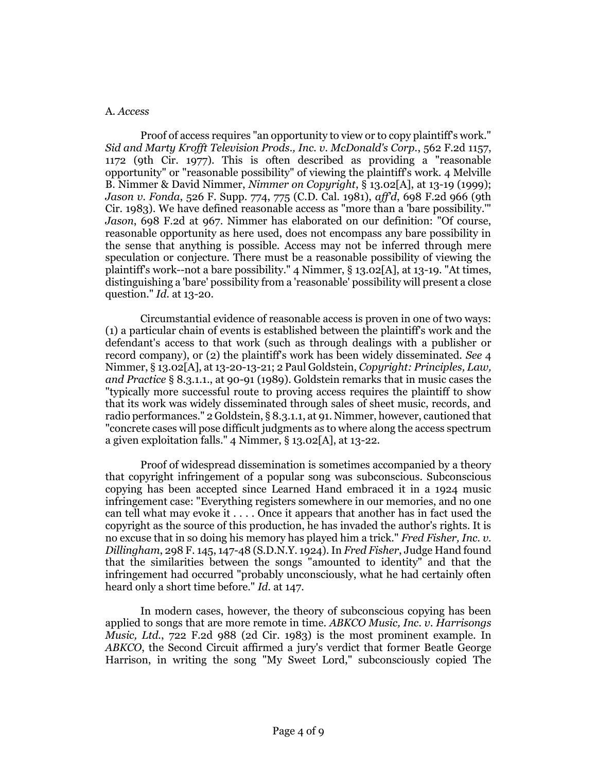A. *Access*

Proof of access requires "an opportunity to view or to copy plaintiff's work." *Sid and Marty Krofft Television Prods., Inc. v. McDonald's Corp.*, 562 F.2d 1157, 1172 (9th Cir. 1977). This is often described as providing a "reasonable opportunity" or "reasonable possibility" of viewing the plaintiff's work. 4 Melville B. Nimmer & David Nimmer, *Nimmer on Copyright*, § 13.02[A], at 13-19 (1999); *Jason v. Fonda*, 526 F. Supp. 774, 775 (C.D. Cal. 1981), *aff'd*, 698 F.2d 966 (9th Cir. 1983). We have defined reasonable access as "more than a 'bare possibility.'" *Jason*, 698 F.2d at 967. Nimmer has elaborated on our definition: "Of course, reasonable opportunity as here used, does not encompass any bare possibility in the sense that anything is possible. Access may not be inferred through mere speculation or conjecture. There must be a reasonable possibility of viewing the plaintiff's work--not a bare possibility." 4 Nimmer, § 13.02[A], at 13-19. "At times, distinguishing a 'bare' possibility from a 'reasonable' possibility will present a close question." *Id.* at 13-20.

Circumstantial evidence of reasonable access is proven in one of two ways: (1) a particular chain of events is established between the plaintiff's work and the defendant's access to that work (such as through dealings with a publisher or record company), or (2) the plaintiff's work has been widely disseminated. *See* 4 Nimmer, § 13.02[A], at 13-20-13-21; 2 Paul Goldstein, *Copyright: Principles, Law, and Practice* § 8.3.1.1., at 90-91 (1989). Goldstein remarks that in music cases the "typically more successful route to proving access requires the plaintiff to show that its work was widely disseminated through sales of sheet music, records, and radio performances." 2 Goldstein, § 8.3.1.1, at 91. Nimmer, however, cautioned that "concrete cases will pose difficult judgments as to where along the access spectrum a given exploitation falls." 4 Nimmer, § 13.02[A], at 13-22.

Proof of widespread dissemination is sometimes accompanied by a theory that copyright infringement of a popular song was subconscious. Subconscious copying has been accepted since Learned Hand embraced it in a 1924 music infringement case: "Everything registers somewhere in our memories, and no one can tell what may evoke it . . . . Once it appears that another has in fact used the copyright as the source of this production, he has invaded the author's rights. It is no excuse that in so doing his memory has played him a trick." *Fred Fisher, Inc. v. Dillingham*, 298 F. 145, 147-48 (S.D.N.Y. 1924). In *Fred Fisher*, Judge Hand found that the similarities between the songs "amounted to identity" and that the infringement had occurred "probably unconsciously, what he had certainly often heard only a short time before." *Id.* at 147.

In modern cases, however, the theory of subconscious copying has been applied to songs that are more remote in time. *ABKCO Music, Inc. v. Harrisongs Music, Ltd.*, 722 F.2d 988 (2d Cir. 1983) is the most prominent example. In *ABKCO*, the Second Circuit affirmed a jury's verdict that former Beatle George Harrison, in writing the song "My Sweet Lord," subconsciously copied The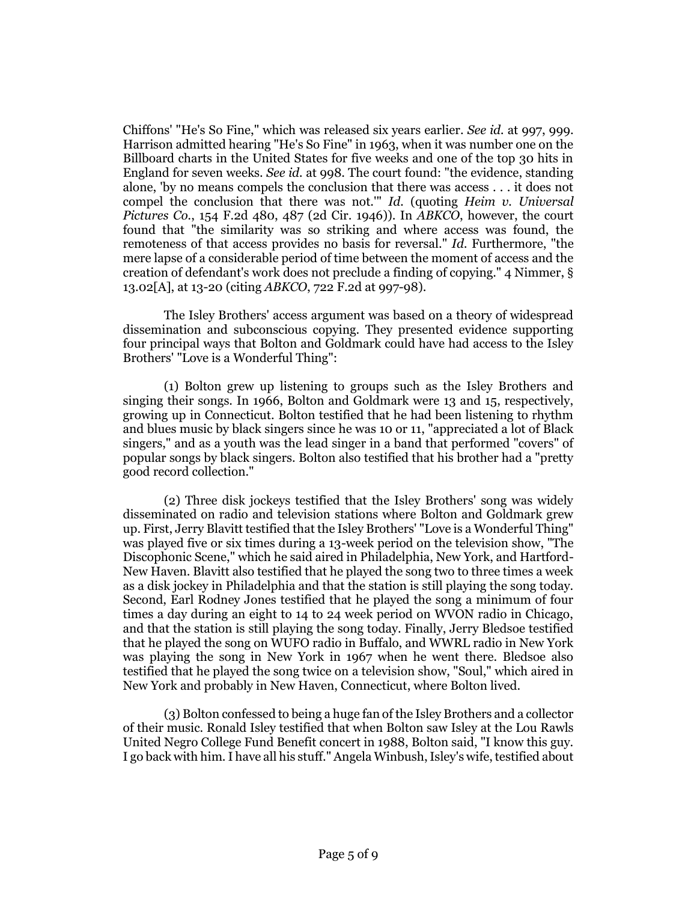Chiffons' "He's So Fine," which was released six years earlier. *See id.* at 997, 999. Harrison admitted hearing "He's So Fine" in 1963, when it was number one on the Billboard charts in the United States for five weeks and one of the top 30 hits in England for seven weeks. *See id.* at 998. The court found: "the evidence, standing alone, 'by no means compels the conclusion that there was access . . . it does not compel the conclusion that there was not.'" *Id.* (quoting *Heim v. Universal Pictures Co.*, 154 F.2d 480, 487 (2d Cir. 1946)). In *ABKCO*, however, the court found that "the similarity was so striking and where access was found, the remoteness of that access provides no basis for reversal." *Id.* Furthermore, "the mere lapse of a considerable period of time between the moment of access and the creation of defendant's work does not preclude a finding of copying." 4 Nimmer, § 13.02[A], at 13-20 (citing *ABKCO*, 722 F.2d at 997-98).

The Isley Brothers' access argument was based on a theory of widespread dissemination and subconscious copying. They presented evidence supporting four principal ways that Bolton and Goldmark could have had access to the Isley Brothers' "Love is a Wonderful Thing":

(1) Bolton grew up listening to groups such as the Isley Brothers and singing their songs. In 1966, Bolton and Goldmark were 13 and 15, respectively, growing up in Connecticut. Bolton testified that he had been listening to rhythm and blues music by black singers since he was 10 or 11, "appreciated a lot of Black singers," and as a youth was the lead singer in a band that performed "covers" of popular songs by black singers. Bolton also testified that his brother had a "pretty good record collection."

(2) Three disk jockeys testified that the Isley Brothers' song was widely disseminated on radio and television stations where Bolton and Goldmark grew up. First, Jerry Blavitt testified that the Isley Brothers' "Love is a Wonderful Thing" was played five or six times during a 13-week period on the television show, "The Discophonic Scene," which he said aired in Philadelphia, New York, and Hartford-New Haven. Blavitt also testified that he played the song two to three times a week as a disk jockey in Philadelphia and that the station is still playing the song today. Second, Earl Rodney Jones testified that he played the song a minimum of four times a day during an eight to 14 to 24 week period on WVON radio in Chicago, and that the station is still playing the song today. Finally, Jerry Bledsoe testified that he played the song on WUFO radio in Buffalo, and WWRL radio in New York was playing the song in New York in 1967 when he went there. Bledsoe also testified that he played the song twice on a television show, "Soul," which aired in New York and probably in New Haven, Connecticut, where Bolton lived.

(3) Bolton confessed to being a huge fan of the Isley Brothers and a collector of their music. Ronald Isley testified that when Bolton saw Isley at the Lou Rawls United Negro College Fund Benefit concert in 1988, Bolton said, "I know this guy. I go back with him. I have all his stuff." Angela Winbush, Isley's wife, testified about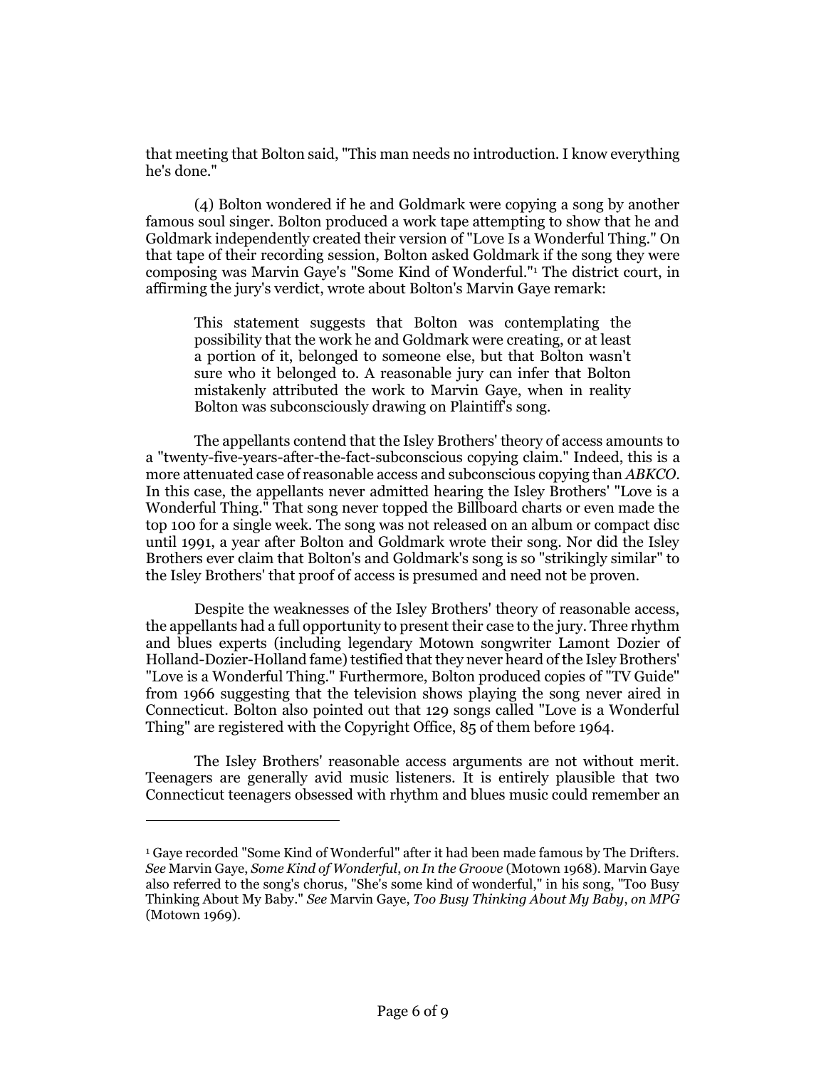that meeting that Bolton said, "This man needs no introduction. I know everything he's done."

(4) Bolton wondered if he and Goldmark were copying a song by another famous soul singer. Bolton produced a work tape attempting to show that he and Goldmark independently created their version of "Love Is a Wonderful Thing." On that tape of their recording session, Bolton asked Goldmark if the song they were composing was Marvin Gaye's "Some Kind of Wonderful."[1] The district court, in affirming the jury's verdict, wrote about Bolton's Marvin Gaye remark:

> This statement suggests that Bolton was contemplating the possibility that the work he and Goldmark were creating, or at least a portion of it, belonged to someone else, but that Bolton wasn't sure who it belonged to. A reasonable jury can infer that Bolton mistakenly attributed the work to Marvin Gaye, when in reality Bolton was subconsciously drawing on Plaintiff's song.

The appellants contend that the Isley Brothers' theory of access amounts to a "twenty-five-years-after-the-fact-subconscious copying claim." Indeed, this is a more attenuated case of reasonable access and subconscious copying than *ABKCO*. In this case, the appellants never admitted hearing the Isley Brothers' "Love is a Wonderful Thing." That song never topped the Billboard charts or even made the top 100 for a single week. The song was not released on an album or compact disc until 1991, a year after Bolton and Goldmark wrote their song. Nor did the Isley Brothers ever claim that Bolton's and Goldmark's song is so "strikingly similar" to the Isley Brothers' that proof of access is presumed and need not be proven.

Despite the weaknesses of the Isley Brothers' theory of reasonable access, the appellants had a full opportunity to present their case to the jury. Three rhythm and blues experts (including legendary Motown songwriter Lamont Dozier of Holland-Dozier-Holland fame) testified that they never heard of the Isley Brothers' "Love is a Wonderful Thing." Furthermore, Bolton produced copies of "TV Guide" from 1966 suggesting that the television shows playing the song never aired in Connecticut. Bolton also pointed out that 129 songs called "Love is a Wonderful Thing" are registered with the Copyright Office, 85 of them before 1964.

The Isley Brothers' reasonable access arguments are not without merit. Teenagers are generally avid music listeners. It is entirely plausible that two Connecticut teenagers obsessed with rhythm and blues music could remember an

---

[1] Gaye recorded "Some Kind of Wonderful" after it had been made famous by The Drifters. *See* Marvin Gaye, *Some Kind of Wonderful*, *on In the Groove* (Motown 1968). Marvin Gaye also referred to the song's chorus, "She's some kind of wonderful," in his song, "Too Busy Thinking About My Baby." *See* Marvin Gaye, *Too Busy Thinking About My Baby*, *on MPG* (Motown 1969).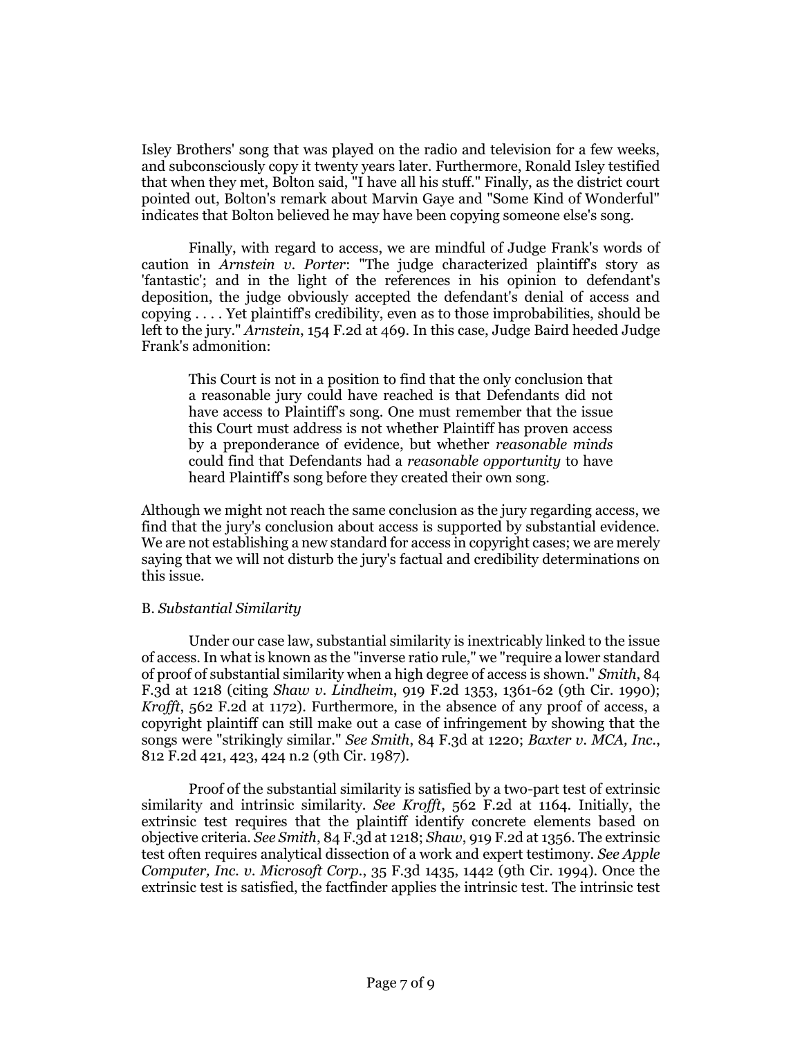Isley Brothers' song that was played on the radio and television for a few weeks, and subconsciously copy it twenty years later. Furthermore, Ronald Isley testified that when they met, Bolton said, "I have all his stuff." Finally, as the district court pointed out, Bolton's remark about Marvin Gaye and "Some Kind of Wonderful" indicates that Bolton believed he may have been copying someone else's song.

Finally, with regard to access, we are mindful of Judge Frank's words of caution in *Arnstein v. Porter*: "The judge characterized plaintiff's story as 'fantastic'; and in the light of the references in his opinion to defendant's deposition, the judge obviously accepted the defendant's denial of access and copying . . . . Yet plaintiff's credibility, even as to those improbabilities, should be left to the jury." *Arnstein*, 154 F.2d at 469. In this case, Judge Baird heeded Judge Frank's admonition:

> This Court is not in a position to find that the only conclusion that a reasonable jury could have reached is that Defendants did not have access to Plaintiff's song. One must remember that the issue this Court must address is not whether Plaintiff has proven access by a preponderance of evidence, but whether *reasonable minds* could find that Defendants had a *reasonable opportunity* to have heard Plaintiff's song before they created their own song.

Although we might not reach the same conclusion as the jury regarding access, we find that the jury's conclusion about access is supported by substantial evidence. We are not establishing a new standard for access in copyright cases; we are merely saying that we will not disturb the jury's factual and credibility determinations on this issue.

B. *Substantial Similarity*

Under our case law, substantial similarity is inextricably linked to the issue of access. In what is known as the "inverse ratio rule," we "require a lower standard of proof of substantial similarity when a high degree of access is shown." *Smith*, 84 F.3d at 1218 (citing *Shaw v. Lindheim*, 919 F.2d 1353, 1361-62 (9th Cir. 1990); *Krofft*, 562 F.2d at 1172). Furthermore, in the absence of any proof of access, a copyright plaintiff can still make out a case of infringement by showing that the songs were "strikingly similar." *See Smith*, 84 F.3d at 1220; *Baxter v. MCA, Inc.*, 812 F.2d 421, 423, 424 n.2 (9th Cir. 1987).

Proof of the substantial similarity is satisfied by a two-part test of extrinsic similarity and intrinsic similarity. *See Krofft*, 562 F.2d at 1164. Initially, the extrinsic test requires that the plaintiff identify concrete elements based on objective criteria. *See Smith*, 84 F.3d at 1218; *Shaw*, 919 F.2d at 1356. The extrinsic test often requires analytical dissection of a work and expert testimony. *See Apple Computer, Inc. v. Microsoft Corp.*, 35 F.3d 1435, 1442 (9th Cir. 1994). Once the extrinsic test is satisfied, the factfinder applies the intrinsic test. The intrinsic test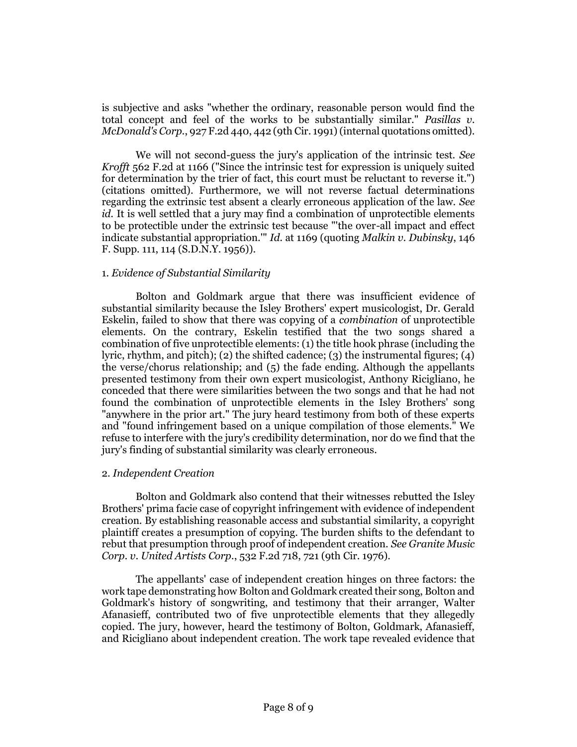is subjective and asks "whether the ordinary, reasonable person would find the total concept and feel of the works to be substantially similar." *Pasillas v. McDonald's Corp.*, 927 F.2d 440, 442 (9th Cir. 1991) (internal quotations omitted).

We will not second-guess the jury's application of the intrinsic test. *See Krofft* 562 F.2d at 1166 ("Since the intrinsic test for expression is uniquely suited for determination by the trier of fact, this court must be reluctant to reverse it.") (citations omitted). Furthermore, we will not reverse factual determinations regarding the extrinsic test absent a clearly erroneous application of the law. *See id.* It is well settled that a jury may find a combination of unprotectible elements to be protectible under the extrinsic test because "'the over-all impact and effect indicate substantial appropriation.'" *Id.* at 1169 (quoting *Malkin v. Dubinsky*, 146 F. Supp. 111, 114 (S.D.N.Y. 1956)).

1. *Evidence of Substantial Similarity*

Bolton and Goldmark argue that there was insufficient evidence of substantial similarity because the Isley Brothers' expert musicologist, Dr. Gerald Eskelin, failed to show that there was copying of a *combination* of unprotectible elements. On the contrary, Eskelin testified that the two songs shared a combination of five unprotectible elements: (1) the title hook phrase (including the lyric, rhythm, and pitch); (2) the shifted cadence; (3) the instrumental figures; (4) the verse/chorus relationship; and (5) the fade ending. Although the appellants presented testimony from their own expert musicologist, Anthony Ricigliano, he conceded that there were similarities between the two songs and that he had not found the combination of unprotectible elements in the Isley Brothers' song "anywhere in the prior art." The jury heard testimony from both of these experts and "found infringement based on a unique compilation of those elements." We refuse to interfere with the jury's credibility determination, nor do we find that the jury's finding of substantial similarity was clearly erroneous.

2. *Independent Creation*

Bolton and Goldmark also contend that their witnesses rebutted the Isley Brothers' prima facie case of copyright infringement with evidence of independent creation. By establishing reasonable access and substantial similarity, a copyright plaintiff creates a presumption of copying. The burden shifts to the defendant to rebut that presumption through proof of independent creation. *See Granite Music Corp. v. United Artists Corp.*, 532 F.2d 718, 721 (9th Cir. 1976).

The appellants' case of independent creation hinges on three factors: the work tape demonstrating how Bolton and Goldmark created their song, Bolton and Goldmark's history of songwriting, and testimony that their arranger, Walter Afanasieff, contributed two of five unprotectible elements that they allegedly copied. The jury, however, heard the testimony of Bolton, Goldmark, Afanasieff, and Ricigliano about independent creation. The work tape revealed evidence that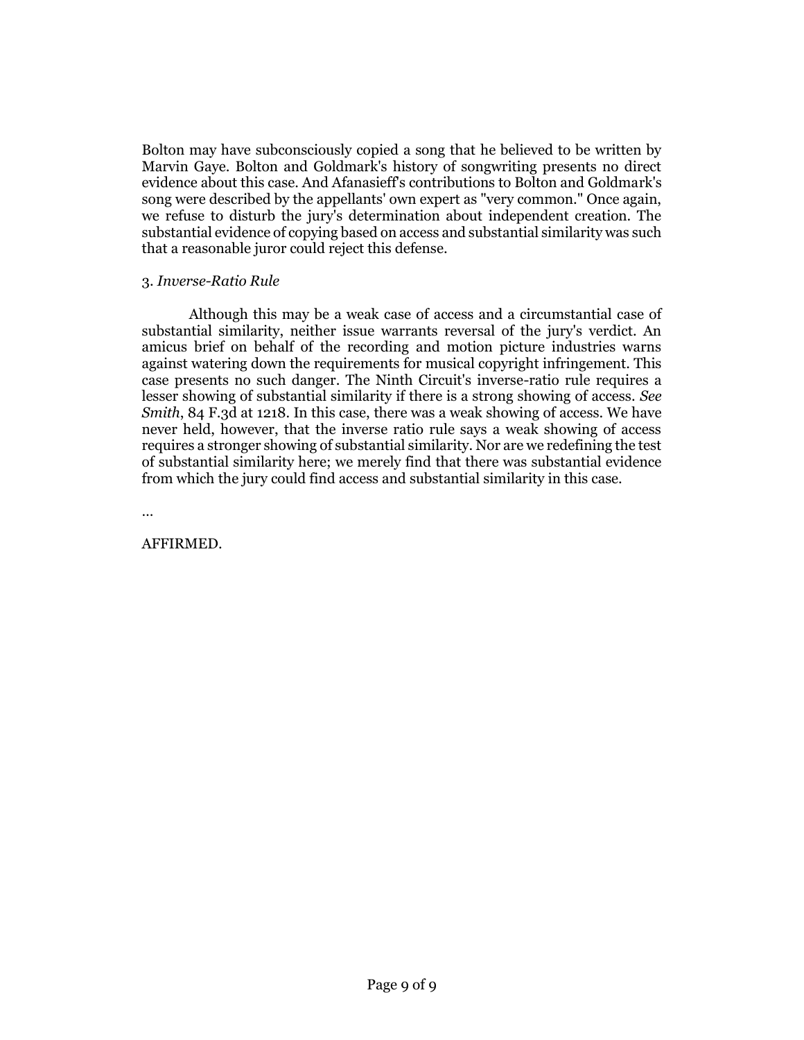Bolton may have subconsciously copied a song that he believed to be written by Marvin Gaye. Bolton and Goldmark's history of songwriting presents no direct evidence about this case. And Afanasieff's contributions to Bolton and Goldmark's song were described by the appellants' own expert as "very common." Once again, we refuse to disturb the jury's determination about independent creation. The substantial evidence of copying based on access and substantial similarity was such that a reasonable juror could reject this defense.

3. *Inverse-Ratio Rule*

Although this may be a weak case of access and a circumstantial case of substantial similarity, neither issue warrants reversal of the jury's verdict. An amicus brief on behalf of the recording and motion picture industries warns against watering down the requirements for musical copyright infringement. This case presents no such danger. The Ninth Circuit's inverse-ratio rule requires a lesser showing of substantial similarity if there is a strong showing of access. *See Smith*, 84 F.3d at 1218. In this case, there was a weak showing of access. We have never held, however, that the inverse ratio rule says a weak showing of access requires a stronger showing of substantial similarity. Nor are we redefining the test of substantial similarity here; we merely find that there was substantial evidence from which the jury could find access and substantial similarity in this case.

...

AFFIRMED.